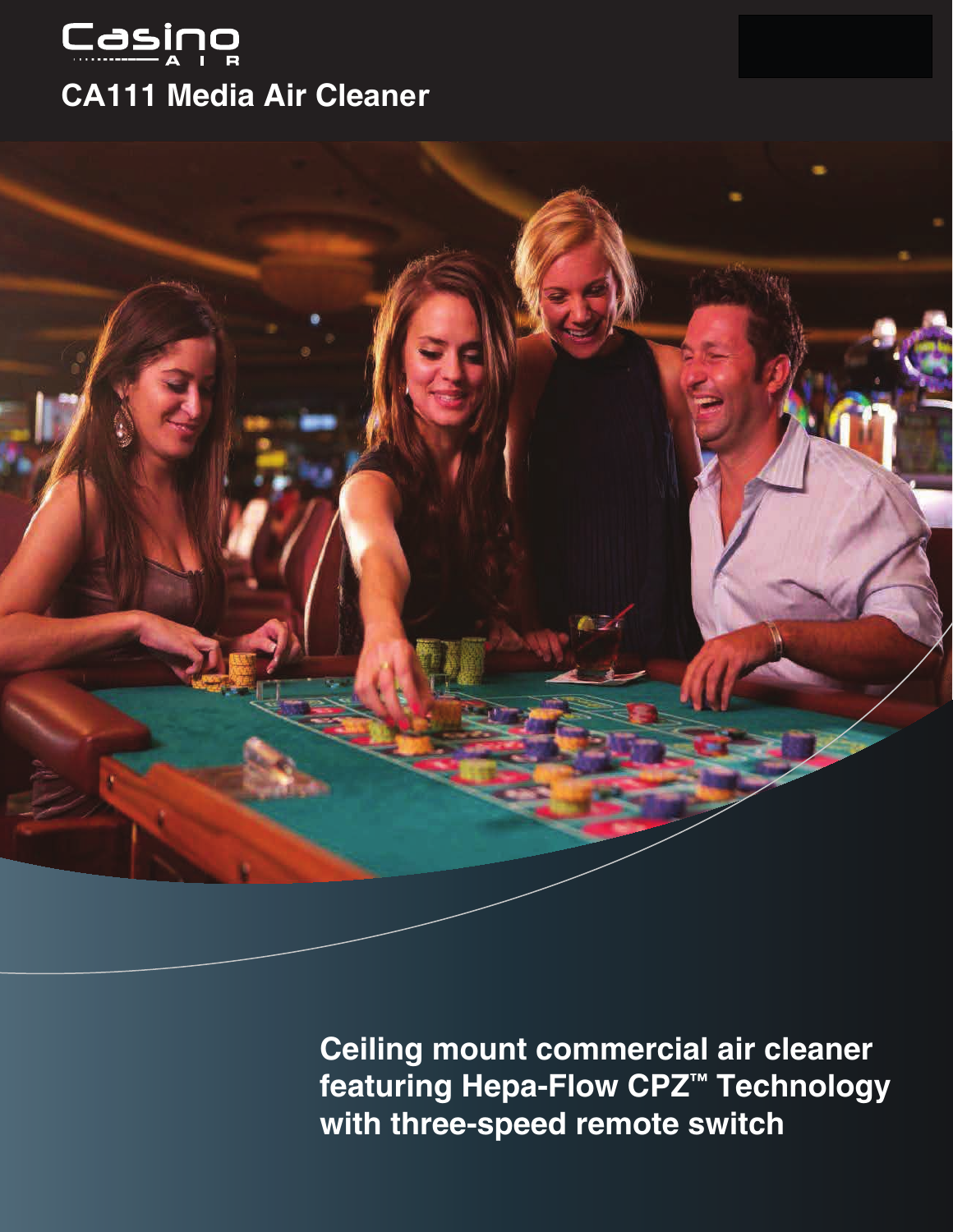Casino AIR

# CA111 Media Air Cleaner

**Ceiling mount commercial air cleaner featuring Hepa-Flow CPZ™ Technology with three-speed remote switch**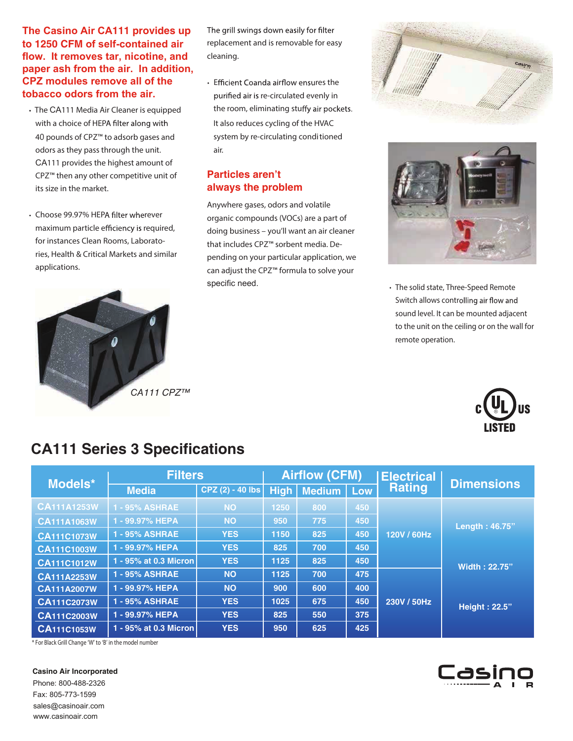**The Casino Air CA111 provides up to 1250 CFM of self-contained air flow. It removes tar, nicotine, and paper ash from the air. In addition, CPZ modules remove all of the tobacco odors from the air.**

- The CA111 Media Air Cleaner is equipped with a choice of HEPA filter along with 40 pounds of CPZ™ to adsorb gases and odors as they pass through the unit. CA111 provides the highest amount of CPZ™ then any other competitive unit of its size in the market.

- Choose 99.97% HEPA filter wherever maximum particle efficiency is required, for instances Clean Rooms, Laboratories, Health & Critical Markets and similar applications.

CA111 CPZ™

The grill swings down easily for filter replacement and is removable for easy cleaning.

- Efficient Coanda airflow ensures the purified air is re-circulated evenly in the room, eliminating stuffy air pockets. It also reduces cycling of the HVAC system by re-circulating conditioned air.

## Particles aren't always the problem

Anywhere gases, odors and volatile organic compounds (VOCs) are a part of doing business – you'll want an air cleaner that includes CPZ™ sorbent media. Depending on your particular application, we can adjust the CPZ™ formula to solve your specific need.

- The solid state, Three-Speed Remote Switch allows controlling air flow and sound level. It can be mounted adjacent to the unit on the ceiling or on the wall for remote operation.

C UL US LISTED

## CA111 Series 3 Specifications

| Models* | Filters | | Airflow (CFM) | | | Electrical Rating | Dimensions |
|---|---|---|---|---|---|---|---|
| | Media | CPZ (2) - 40 lbs | High | Medium | Low | | |
| CA111A1253W | 1 - 95% ASHRAE | NO | 1250 | 800 | 450 | 120V / 60Hz | Length : 46.75" |
| CA111A1063W | 1 - 99.97% HEPA | NO | 950 | 775 | 450 | | |
| CA111C1073W | 1 - 95% ASHRAE | YES | 1150 | 825 | 450 | | |
| CA111C1003W | 1 - 99.97% HEPA | YES | 825 | 700 | 450 | | Width : 22.75" |
| CA111C1012W | 1 - 95% at 0.3 Micron | YES | 1125 | 825 | 450 | | |
| CA111A2253W | 1 - 95% ASHRAE | NO | 1125 | 700 | 475 | 230V / 50Hz | |
| CA111A2007W | 1 - 99.97% HEPA | NO | 900 | 600 | 400 | | Height : 22.5" |
| CA111C2073W | 1 - 95% ASHRAE | YES | 1025 | 675 | 450 | | |
| CA111C2003W | 1 - 99.97% HEPA | YES | 825 | 550 | 375 | | |
| CA111C1053W | 1 - 95% at 0.3 Micron | YES | 950 | 625 | 425 | | |

* For Black Grill Change 'W' to 'B' in the model number

**Casino Air Incorporated**
Phone: 800-488-2326
Fax: 805-773-1599
sales@casinoair.com
www.casinoair.com

Casino AIR